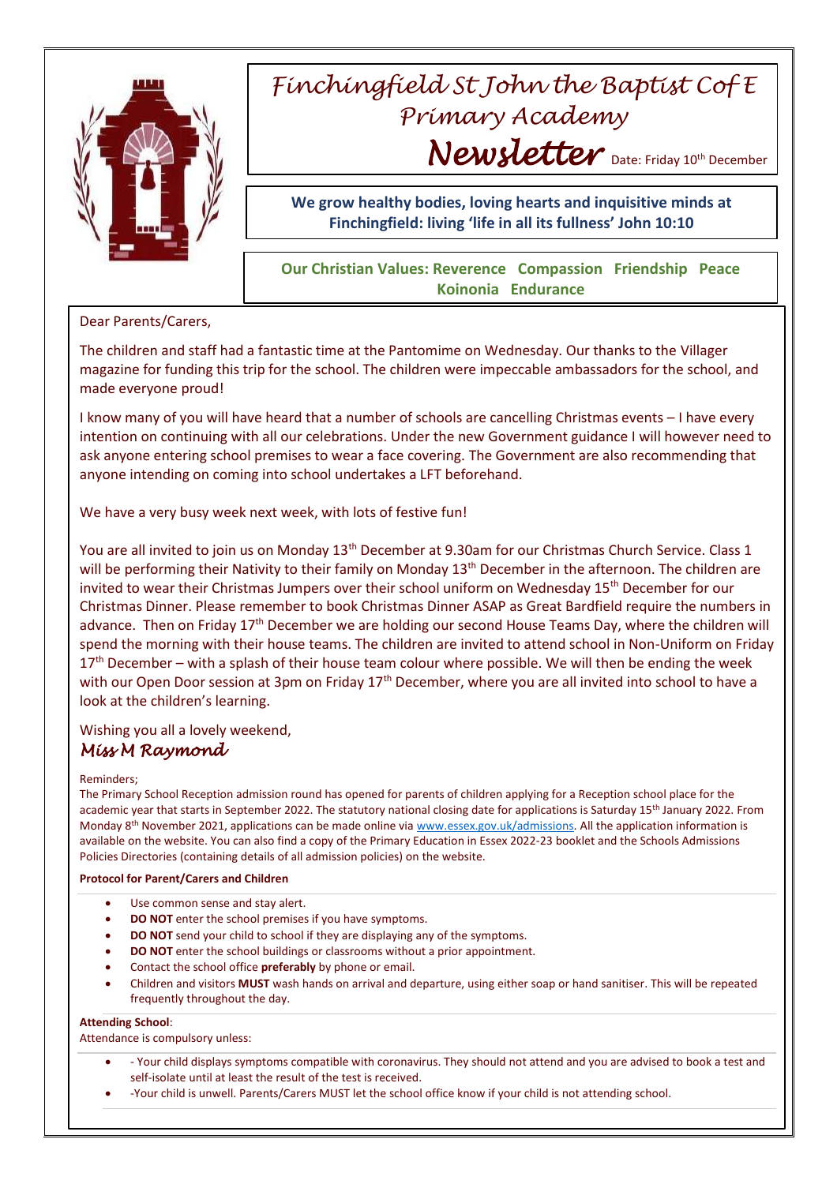# Finchingfield St John the Baptist CofE Primary Academy

## Newsletter

Date: Friday 10th December

**We grow healthy bodies, loving hearts and inquisitive minds at Finchingfield: living 'life in all its fullness' John 10:10**

**Our Christian Values: Reverence Compassion Friendship Peace Koinonia Endurance**

Dear Parents/Carers,

The children and staff had a fantastic time at the Pantomime on Wednesday. Our thanks to the Villager magazine for funding this trip for the school. The children were impeccable ambassadors for the school, and made everyone proud!

I know many of you will have heard that a number of schools are cancelling Christmas events – I have every intention on continuing with all our celebrations. Under the new Government guidance I will however need to ask anyone entering school premises to wear a face covering. The Government are also recommending that anyone intending on coming into school undertakes a LFT beforehand.

We have a very busy week next week, with lots of festive fun!

You are all invited to join us on Monday 13th December at 9.30am for our Christmas Church Service. Class 1 will be performing their Nativity to their family on Monday 13th December in the afternoon. The children are invited to wear their Christmas Jumpers over their school uniform on Wednesday 15th December for our Christmas Dinner. Please remember to book Christmas Dinner ASAP as Great Bardfield require the numbers in advance. Then on Friday 17th December we are holding our second House Teams Day, where the children will spend the morning with their house teams. The children are invited to attend school in Non-Uniform on Friday 17th December – with a splash of their house team colour where possible. We will then be ending the week with our Open Door session at 3pm on Friday 17th December, where you are all invited into school to have a look at the children's learning.

Wishing you all a lovely weekend,

*Miss M Raymond*

Reminders;

The Primary School Reception admission round has opened for parents of children applying for a Reception school place for the academic year that starts in September 2022. The statutory national closing date for applications is Saturday 15th January 2022. From Monday 8th November 2021, applications can be made online via www.essex.gov.uk/admissions. All the application information is available on the website. You can also find a copy of the Primary Education in Essex 2022-23 booklet and the Schools Admissions Policies Directories (containing details of all admission policies) on the website.

**Protocol for Parent/Carers and Children**

- Use common sense and stay alert.
- **DO NOT** enter the school premises if you have symptoms.
- **DO NOT** send your child to school if they are displaying any of the symptoms.
- **DO NOT** enter the school buildings or classrooms without a prior appointment.
- Contact the school office **preferably** by phone or email.
- Children and visitors **MUST** wash hands on arrival and departure, using either soap or hand sanitiser. This will be repeated frequently throughout the day.

**Attending School**:

Attendance is compulsory unless:

- - Your child displays symptoms compatible with coronavirus. They should not attend and you are advised to book a test and self-isolate until at least the result of the test is received.
- -Your child is unwell. Parents/Carers MUST let the school office know if your child is not attending school.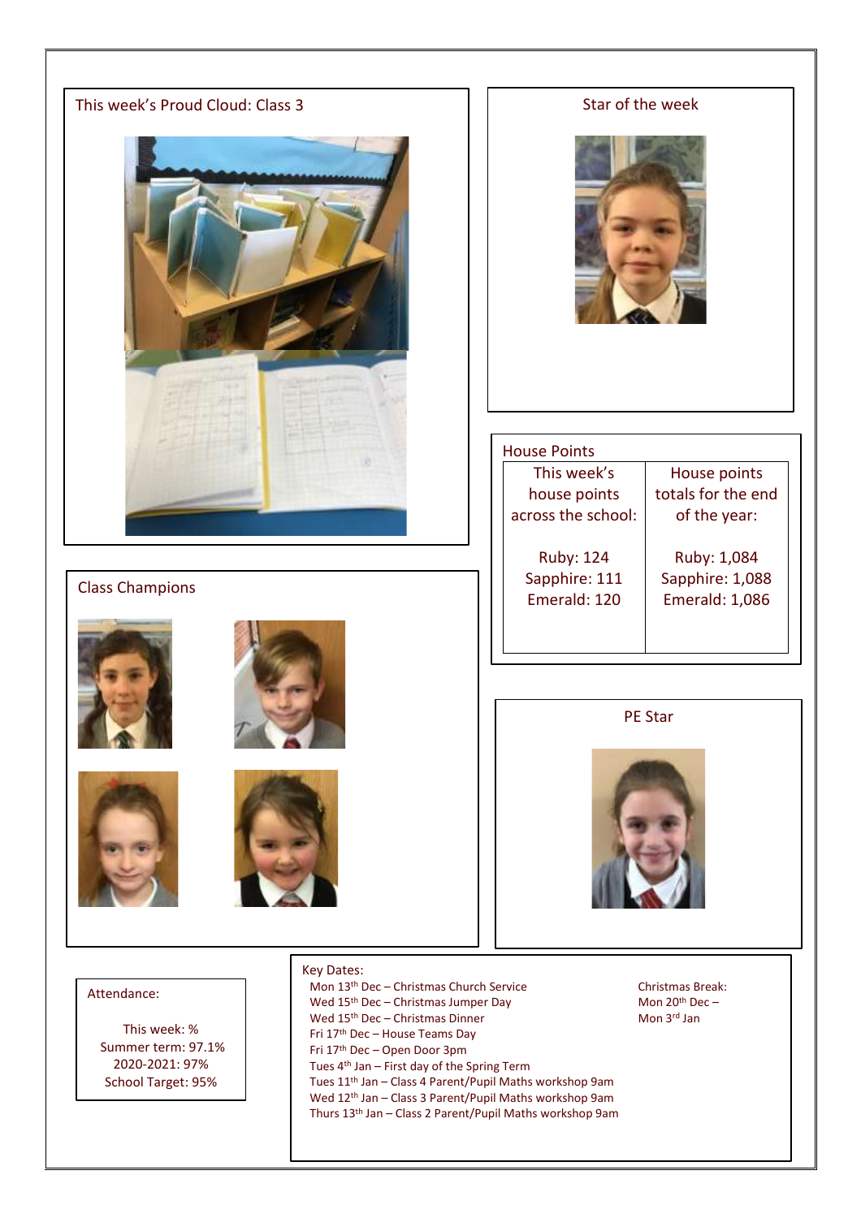## This week's Proud Cloud: Class 3

## Star of the week

## House Points

| This week's house points across the school: | House points totals for the end of the year: |
|---|---|
| Ruby: 124 | Ruby: 1,084 |
| Sapphire: 111 | Sapphire: 1,088 |
| Emerald: 120 | Emerald: 1,086 |

## Class Champions

## PE Star

## Attendance:

This week: %
Summer term: 97.1%
2020-2021: 97%
School Target: 95%

## Key Dates:

- Mon 13th Dec – Christmas Church Service
- Wed 15th Dec – Christmas Jumper Day
- Wed 15th Dec – Christmas Dinner
- Fri 17th Dec – House Teams Day
- Fri 17th Dec – Open Door 3pm
- Tues 4th Jan – First day of the Spring Term
- Tues 11th Jan – Class 4 Parent/Pupil Maths workshop 9am
- Wed 12th Jan – Class 3 Parent/Pupil Maths workshop 9am
- Thurs 13th Jan – Class 2 Parent/Pupil Maths workshop 9am

Christmas Break:
Mon 20th Dec –
Mon 3rd Jan